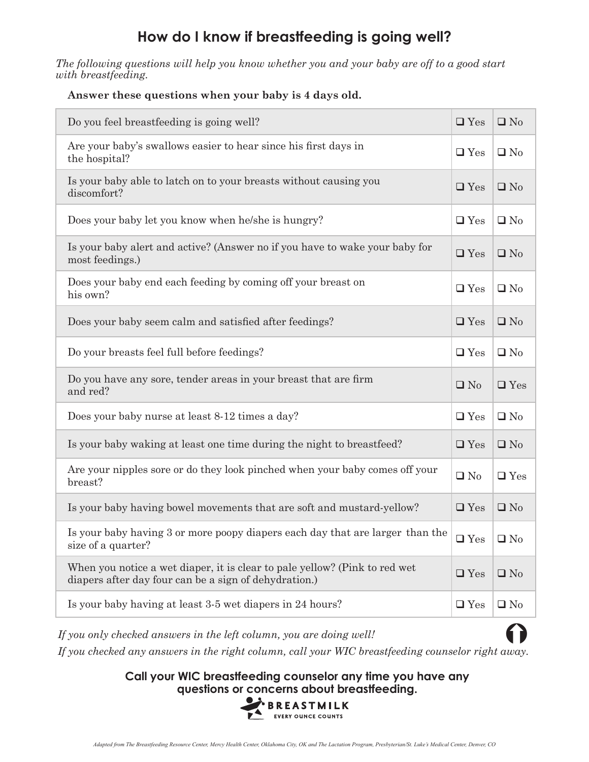# How do I know if breastfeeding is going well?

*The following questions will help you know whether you and your baby are off to a good start with breastfeeding.*

**Answer these questions when your baby is 4 days old.**

| Question | | |
|---|---|---|
| Do you feel breastfeeding is going well? | ❑ Yes | ❑ No |
| Are your baby's swallows easier to hear since his first days in the hospital? | ❑ Yes | ❑ No |
| Is your baby able to latch on to your breasts without causing you discomfort? | ❑ Yes | ❑ No |
| Does your baby let you know when he/she is hungry? | ❑ Yes | ❑ No |
| Is your baby alert and active? (Answer no if you have to wake your baby for most feedings.) | ❑ Yes | ❑ No |
| Does your baby end each feeding by coming off your breast on his own? | ❑ Yes | ❑ No |
| Does your baby seem calm and satisfied after feedings? | ❑ Yes | ❑ No |
| Do your breasts feel full before feedings? | ❑ Yes | ❑ No |
| Do you have any sore, tender areas in your breast that are firm and red? | ❑ No | ❑ Yes |
| Does your baby nurse at least 8-12 times a day? | ❑ Yes | ❑ No |
| Is your baby waking at least one time during the night to breastfeed? | ❑ Yes | ❑ No |
| Are your nipples sore or do they look pinched when your baby comes off your breast? | ❑ No | ❑ Yes |
| Is your baby having bowel movements that are soft and mustard-yellow? | ❑ Yes | ❑ No |
| Is your baby having 3 or more poopy diapers each day that are larger than the size of a quarter? | ❑ Yes | ❑ No |
| When you notice a wet diaper, it is clear to pale yellow? (Pink to red wet diapers after day four can be a sign of dehydration.) | ❑ Yes | ❑ No |
| Is your baby having at least 3-5 wet diapers in 24 hours? | ❑ Yes | ❑ No |

*If you only checked answers in the left column, you are doing well!*

*If you checked any answers in the right column, call your WIC breastfeeding counselor right away.*

**Call your WIC breastfeeding counselor any time you have any questions or concerns about breastfeeding.**

BREASTMILK
EVERY OUNCE COUNTS

*Adapted from The Breastfeeding Resource Center, Mercy Health Center, Oklahoma City, OK and The Lactation Program, Presbyterian/St. Luke's Medical Center, Denver, CO*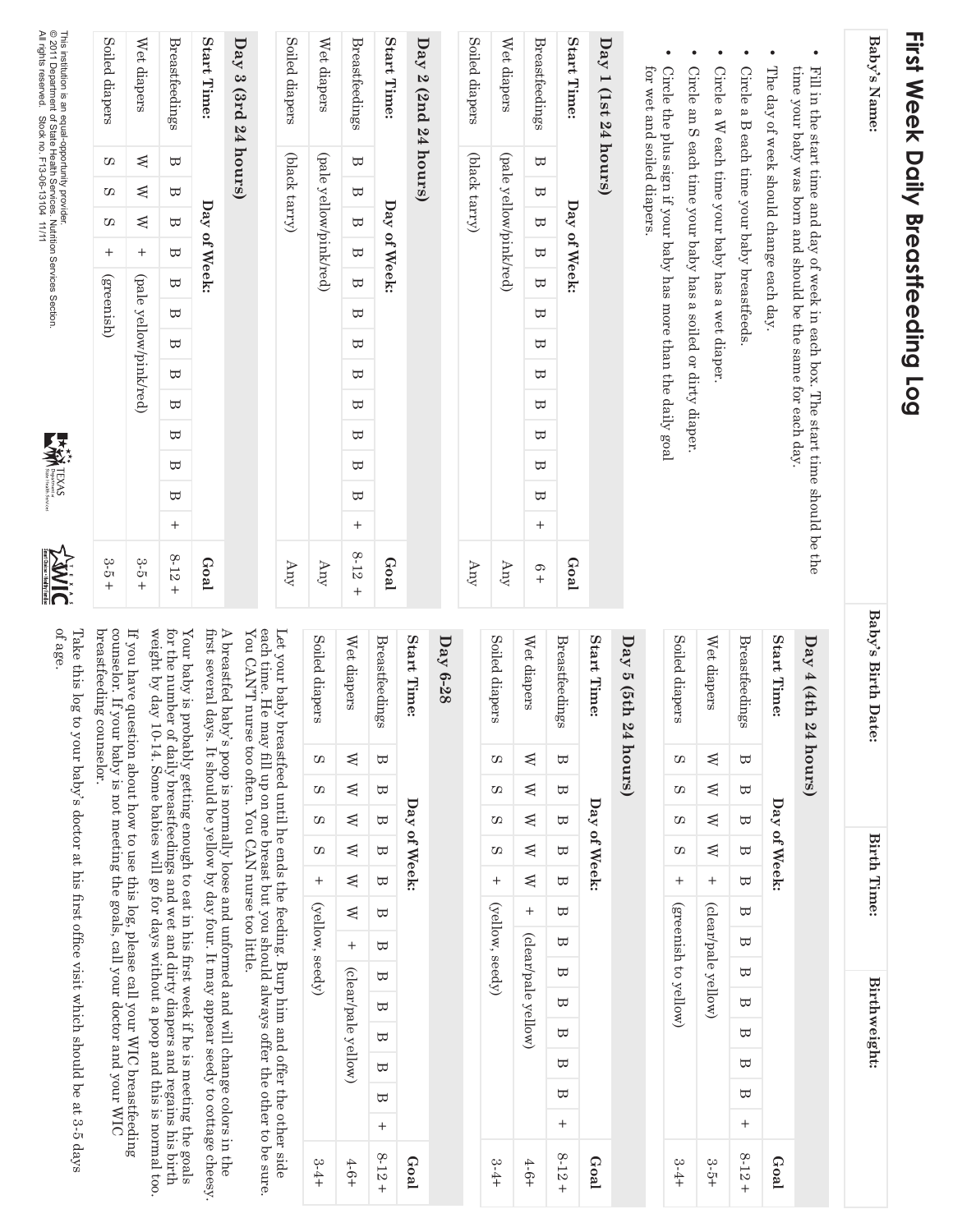# First Week Daily Breastfeeding Log

| Baby's Name: | Baby's Birth Date: | Birth Time: | Birthweight: |
|---|---|---|---|

- Fill in the start time and day of week in each box. The start time should be the time your baby was born and should be the same for each day.
- The day of week should change each day.
- Circle a B each time your baby breastfeeds.
- Circle a W each time your baby has a wet diaper.
- Circle an S each time your baby has a soiled or dirty diaper.
- Circle the plus sign if your baby has more than the daily goal for wet and soiled diapers.

## Day 1 (1st 24 hours)

| Start Time: | Day of Week: | | | | | | | Goal |
|---|---|---|---|---|---|---|---|---|
| Breastfeedings | B | B | B | B | B | B | + | 6 + |
| Wet diapers | (pale yellow/pink/red) | | | | | | | Any |
| Soiled diapers | (black tarry) | | | | | | | Any |

## Day 2 (2nd 24 hours)

| Start Time: | Day of Week: | | | | | | | | | Goal |
|---|---|---|---|---|---|---|---|---|---|---|
| Breastfeedings | B | B | B | B | B | B | B | B | + | 8-12 + |
| Wet diapers | (pale yellow/pink/red) | | | | | | | | | Any |
| Soiled diapers | (black tarry) | | | | | | | | | Any |

## Day 3 (3rd 24 hours)

| Start Time: | Day of Week: | | | | | | | | | Goal |
|---|---|---|---|---|---|---|---|---|---|---|
| Breastfeedings | B | B | B | B | B | B | B | B | + | 8-12 + |
| Wet diapers | W | W | W | + | (pale yellow/pink/red) | | | | | 3-5 + |
| Soiled diapers | S | S | S | + | (greenish) | | | | | 3-5 + |

## Day 4 (4th 24 hours)

| Start Time: | Day of Week: | | | | | | | | | Goal |
|---|---|---|---|---|---|---|---|---|---|---|
| Breastfeedings | B | B | B | B | B | B | B | B | + | 8-12+ |
| Wet diapers | W | W | W | + | (clear/pale yellow) | | | | | 3-5+ |
| Soiled diapers | S | S | S | + | (greenish to yellow) | | | | | 3-4+ |

## Day 5 (5th 24 hours)

| Start Time: | Day of Week: | | | | | | | | | | Goal |
|---|---|---|---|---|---|---|---|---|---|---|---|
| Breastfeedings | B | B | B | B | B | B | B | B | + | | 8-12+ |
| Wet diapers | W | W | W | W | + | (clear/pale yellow) | | | | | 4-6+ |
| Soiled diapers | S | S | S | + | (yellow, seedy) | | | | | | 3-4+ |

## Day 6-28

| Start Time: | Day of Week: | | | | | | | | | | Goal |
|---|---|---|---|---|---|---|---|---|---|---|---|
| Breastfeedings | B | B | B | B | B | B | B | B | + | | 8-12+ |
| Wet diapers | W | W | W | W | W | + | (clear/pale yellow) | | | | 4-6+ |
| Soiled diapers | S | S | S | S | + | (yellow, seedy) | | | | | 3-4+ |

Let your baby breastfeed until he ends the feeding. Burp him and offer the other side each time. He may fill up on one breast but you should always offer the other to be sure. You CAN'T nurse too often. You CAN nurse too little.

A breastfed baby's poop is normally loose and unformed and will change colors in the first several days. It should be yellow by day four. It may appear seedy to cottage cheesy.

Your baby is probably getting enough to eat in his first week if he is meeting the goals for the number of daily breastfeedings and wet and dirty diapers and regains his birth weight by day 10-14. Some babies will go for days without a poop and this is normal too.

If you have question about how to use this log, please call your WIC breastfeeding counselor. If your baby is not meeting the goals, call your doctor and your WIC breastfeeding counselor.

Take this log to your baby's doctor at his first office visit which should be at 3-5 days of age.

This institution is an equal-opportunity provider.
© 2011 Department of State Health Services, Nutrition Services Section.
All rights reserved. Stock no. F13-06-13104 11/11